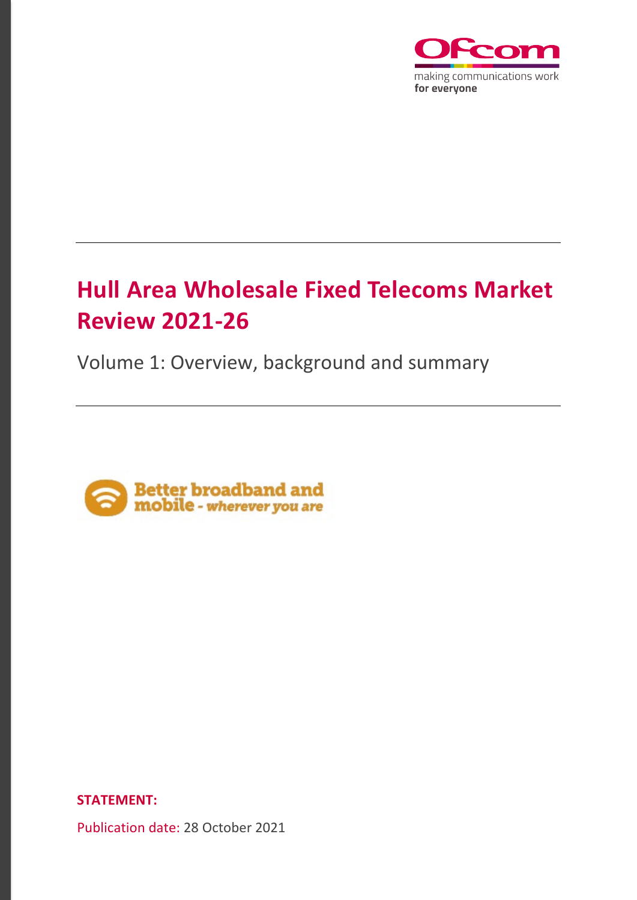# Hull Area Wholesale Fixed Telecoms Market Review 2021-26

Volume 1: Overview, background and summary

**STATEMENT:**

Publication date: 28 October 2021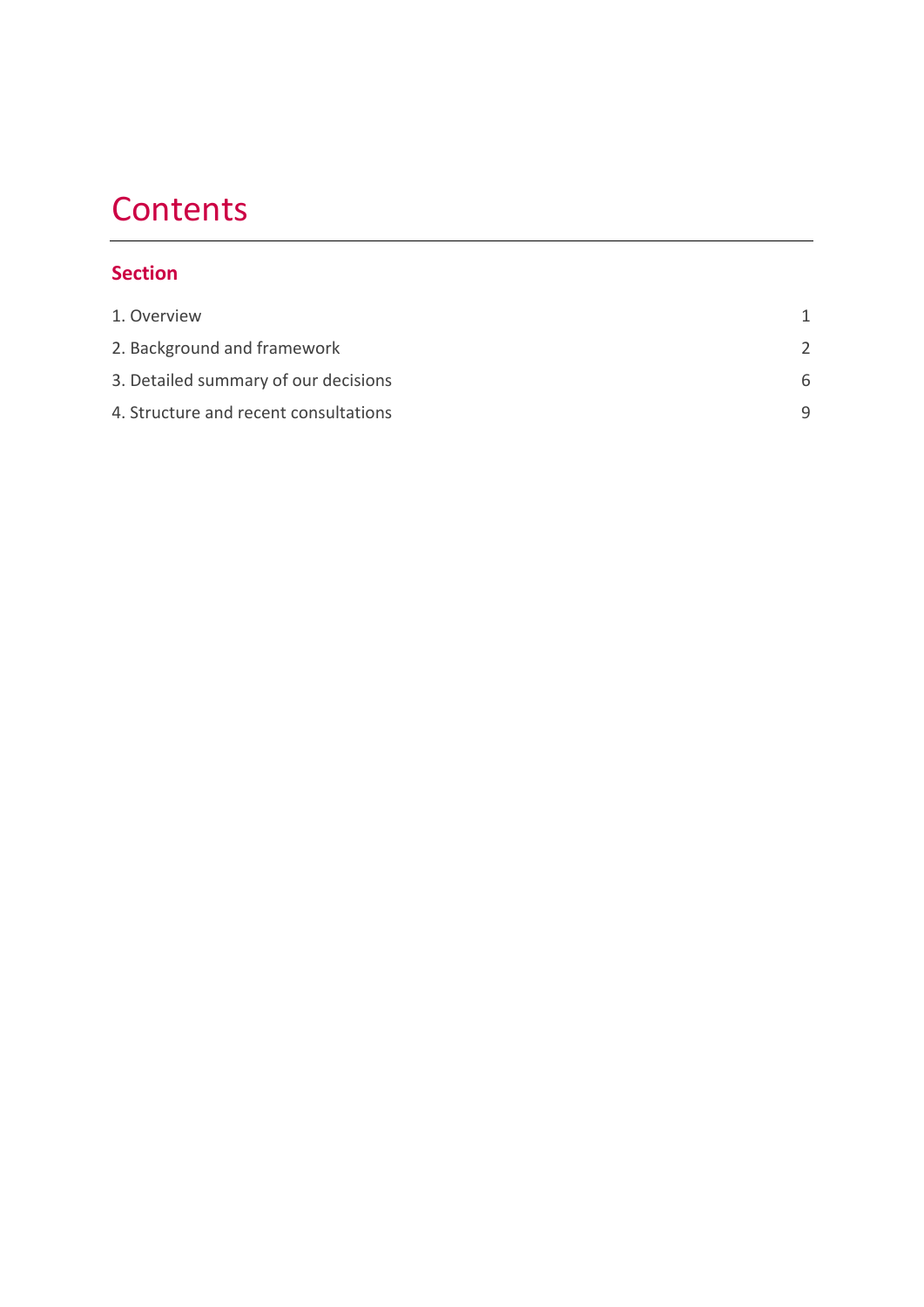# Contents

## Section

| | |
|---|---|
| 1. Overview | 1 |
| 2. Background and framework | 2 |
| 3. Detailed summary of our decisions | 6 |
| 4. Structure and recent consultations | 9 |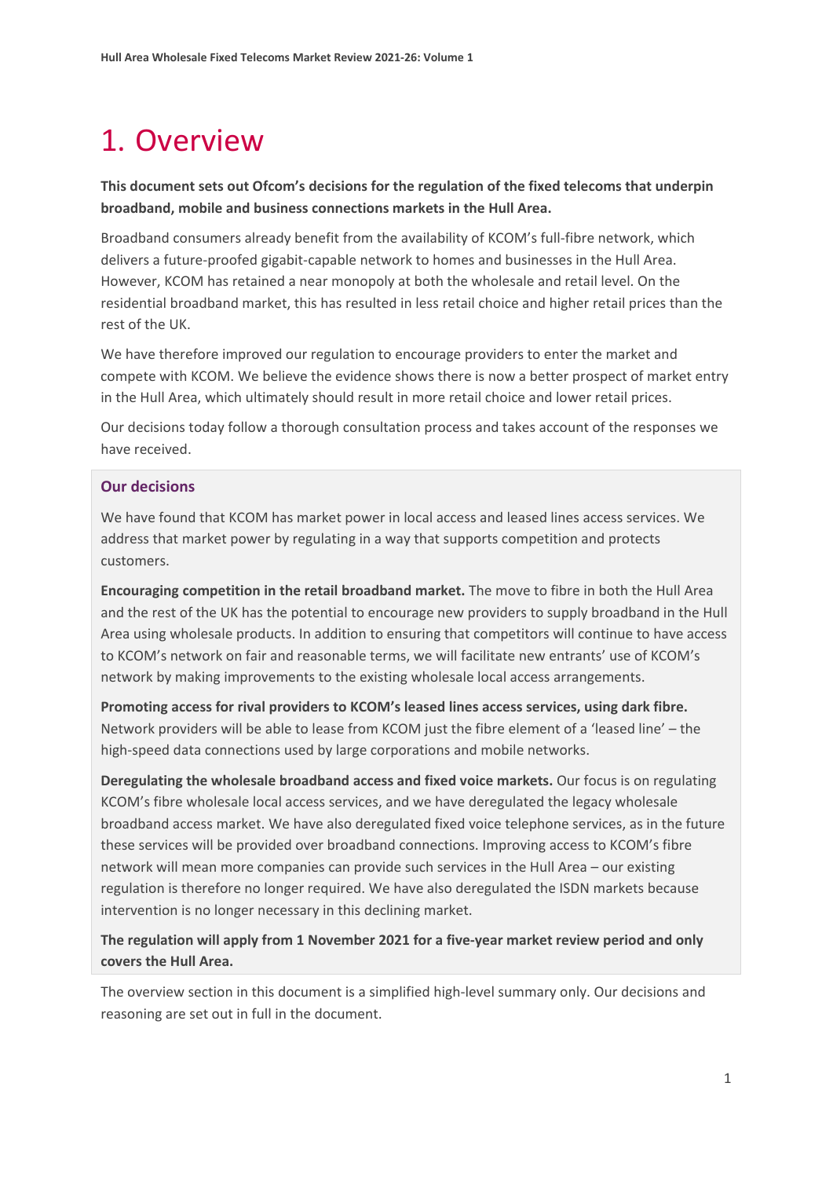# 1. Overview

**This document sets out Ofcom's decisions for the regulation of the fixed telecoms that underpin broadband, mobile and business connections markets in the Hull Area.**

Broadband consumers already benefit from the availability of KCOM's full-fibre network, which delivers a future-proofed gigabit-capable network to homes and businesses in the Hull Area. However, KCOM has retained a near monopoly at both the wholesale and retail level. On the residential broadband market, this has resulted in less retail choice and higher retail prices than the rest of the UK.

We have therefore improved our regulation to encourage providers to enter the market and compete with KCOM. We believe the evidence shows there is now a better prospect of market entry in the Hull Area, which ultimately should result in more retail choice and lower retail prices.

Our decisions today follow a thorough consultation process and takes account of the responses we have received.

## Our decisions

We have found that KCOM has market power in local access and leased lines access services. We address that market power by regulating in a way that supports competition and protects customers.

**Encouraging competition in the retail broadband market.** The move to fibre in both the Hull Area and the rest of the UK has the potential to encourage new providers to supply broadband in the Hull Area using wholesale products. In addition to ensuring that competitors will continue to have access to KCOM's network on fair and reasonable terms, we will facilitate new entrants' use of KCOM's network by making improvements to the existing wholesale local access arrangements.

**Promoting access for rival providers to KCOM's leased lines access services, using dark fibre.** Network providers will be able to lease from KCOM just the fibre element of a 'leased line' – the high-speed data connections used by large corporations and mobile networks.

**Deregulating the wholesale broadband access and fixed voice markets.** Our focus is on regulating KCOM's fibre wholesale local access services, and we have deregulated the legacy wholesale broadband access market. We have also deregulated fixed voice telephone services, as in the future these services will be provided over broadband connections. Improving access to KCOM's fibre network will mean more companies can provide such services in the Hull Area – our existing regulation is therefore no longer required. We have also deregulated the ISDN markets because intervention is no longer necessary in this declining market.

**The regulation will apply from 1 November 2021 for a five-year market review period and only covers the Hull Area.**

The overview section in this document is a simplified high-level summary only. Our decisions and reasoning are set out in full in the document.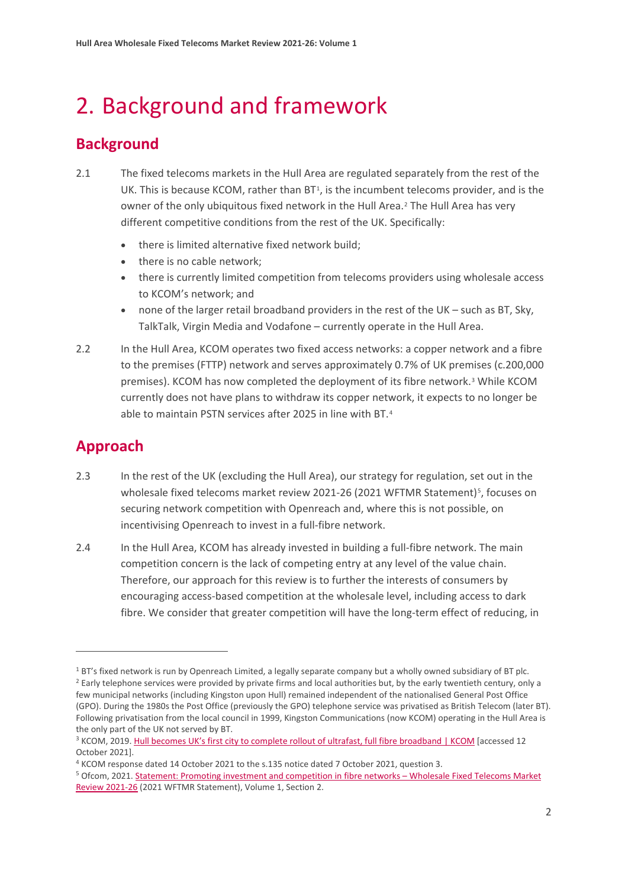# 2. Background and framework

## Background

2.1 The fixed telecoms markets in the Hull Area are regulated separately from the rest of the UK. This is because KCOM, rather than BT[1], is the incumbent telecoms provider, and is the owner of the only ubiquitous fixed network in the Hull Area.[2] The Hull Area has very different competitive conditions from the rest of the UK. Specifically:

- there is limited alternative fixed network build;
- there is no cable network;
- there is currently limited competition from telecoms providers using wholesale access to KCOM's network; and
- none of the larger retail broadband providers in the rest of the UK – such as BT, Sky, TalkTalk, Virgin Media and Vodafone – currently operate in the Hull Area.

2.2 In the Hull Area, KCOM operates two fixed access networks: a copper network and a fibre to the premises (FTTP) network and serves approximately 0.7% of UK premises (c.200,000 premises). KCOM has now completed the deployment of its fibre network.[3] While KCOM currently does not have plans to withdraw its copper network, it expects to no longer be able to maintain PSTN services after 2025 in line with BT.[4]

## Approach

2.3 In the rest of the UK (excluding the Hull Area), our strategy for regulation, set out in the wholesale fixed telecoms market review 2021-26 (2021 WFTMR Statement)[5], focuses on securing network competition with Openreach and, where this is not possible, on incentivising Openreach to invest in a full-fibre network.

2.4 In the Hull Area, KCOM has already invested in building a full-fibre network. The main competition concern is the lack of competing entry at any level of the value chain. Therefore, our approach for this review is to further the interests of consumers by encouraging access-based competition at the wholesale level, including access to dark fibre. We consider that greater competition will have the long-term effect of reducing, in

---

[1] BT's fixed network is run by Openreach Limited, a legally separate company but a wholly owned subsidiary of BT plc.

[2] Early telephone services were provided by private firms and local authorities but, by the early twentieth century, only a few municipal networks (including Kingston upon Hull) remained independent of the nationalised General Post Office (GPO). During the 1980s the Post Office (previously the GPO) telephone service was privatised as British Telecom (later BT). Following privatisation from the local council in 1999, Kingston Communications (now KCOM) operating in the Hull Area is the only part of the UK not served by BT.

[3] KCOM, 2019. [Hull becomes UK's first city to complete rollout of ultrafast, full fibre broadband | KCOM] [accessed 12 October 2021].

[4] KCOM response dated 14 October 2021 to the s.135 notice dated 7 October 2021, question 3.

[5] Ofcom, 2021. [Statement: Promoting investment and competition in fibre networks – Wholesale Fixed Telecoms Market Review 2021-26] (2021 WFTMR Statement), Volume 1, Section 2.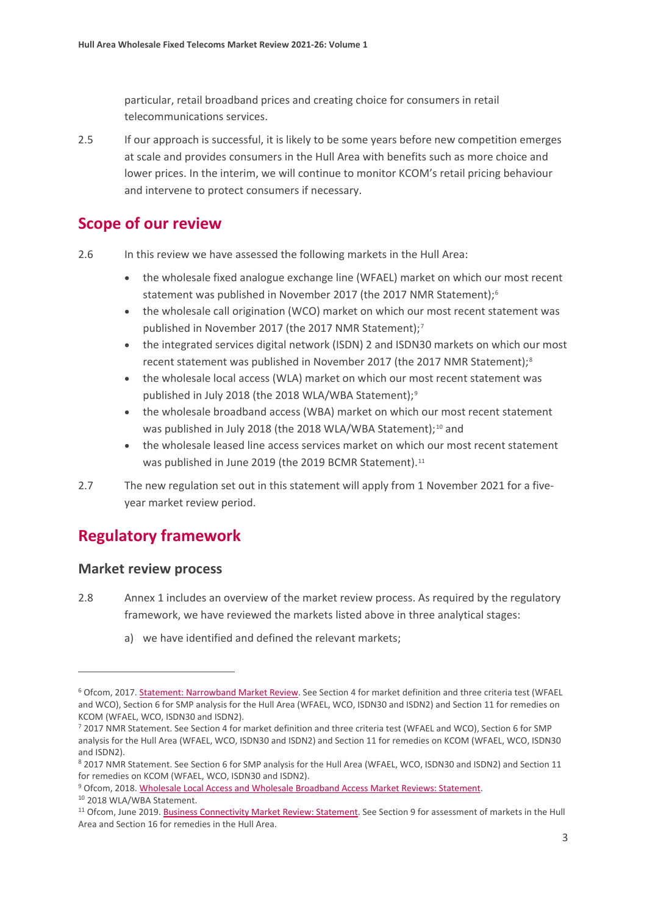particular, retail broadband prices and creating choice for consumers in retail telecommunications services.

2.5 If our approach is successful, it is likely to be some years before new competition emerges at scale and provides consumers in the Hull Area with benefits such as more choice and lower prices. In the interim, we will continue to monitor KCOM's retail pricing behaviour and intervene to protect consumers if necessary.

## Scope of our review

2.6 In this review we have assessed the following markets in the Hull Area:

- the wholesale fixed analogue exchange line (WFAEL) market on which our most recent statement was published in November 2017 (the 2017 NMR Statement);[6]
- the wholesale call origination (WCO) market on which our most recent statement was published in November 2017 (the 2017 NMR Statement);[7]
- the integrated services digital network (ISDN) 2 and ISDN30 markets on which our most recent statement was published in November 2017 (the 2017 NMR Statement);[8]
- the wholesale local access (WLA) market on which our most recent statement was published in July 2018 (the 2018 WLA/WBA Statement);[9]
- the wholesale broadband access (WBA) market on which our most recent statement was published in July 2018 (the 2018 WLA/WBA Statement);[10] and
- the wholesale leased line access services market on which our most recent statement was published in June 2019 (the 2019 BCMR Statement).[11]

2.7 The new regulation set out in this statement will apply from 1 November 2021 for a five-year market review period.

## Regulatory framework

### Market review process

2.8 Annex 1 includes an overview of the market review process. As required by the regulatory framework, we have reviewed the markets listed above in three analytical stages:

a) we have identified and defined the relevant markets;

---

[6] Ofcom, 2017. Statement: Narrowband Market Review. See Section 4 for market definition and three criteria test (WFAEL and WCO), Section 6 for SMP analysis for the Hull Area (WFAEL, WCO, ISDN30 and ISDN2) and Section 11 for remedies on KCOM (WFAEL, WCO, ISDN30 and ISDN2).

[7] 2017 NMR Statement. See Section 4 for market definition and three criteria test (WFAEL and WCO), Section 6 for SMP analysis for the Hull Area (WFAEL, WCO, ISDN30 and ISDN2) and Section 11 for remedies on KCOM (WFAEL, WCO, ISDN30 and ISDN2).

[8] 2017 NMR Statement. See Section 6 for SMP analysis for the Hull Area (WFAEL, WCO, ISDN30 and ISDN2) and Section 11 for remedies on KCOM (WFAEL, WCO, ISDN30 and ISDN2).

[9] Ofcom, 2018. Wholesale Local Access and Wholesale Broadband Access Market Reviews: Statement.

[10] 2018 WLA/WBA Statement.

[11] Ofcom, June 2019. Business Connectivity Market Review: Statement. See Section 9 for assessment of markets in the Hull Area and Section 16 for remedies in the Hull Area.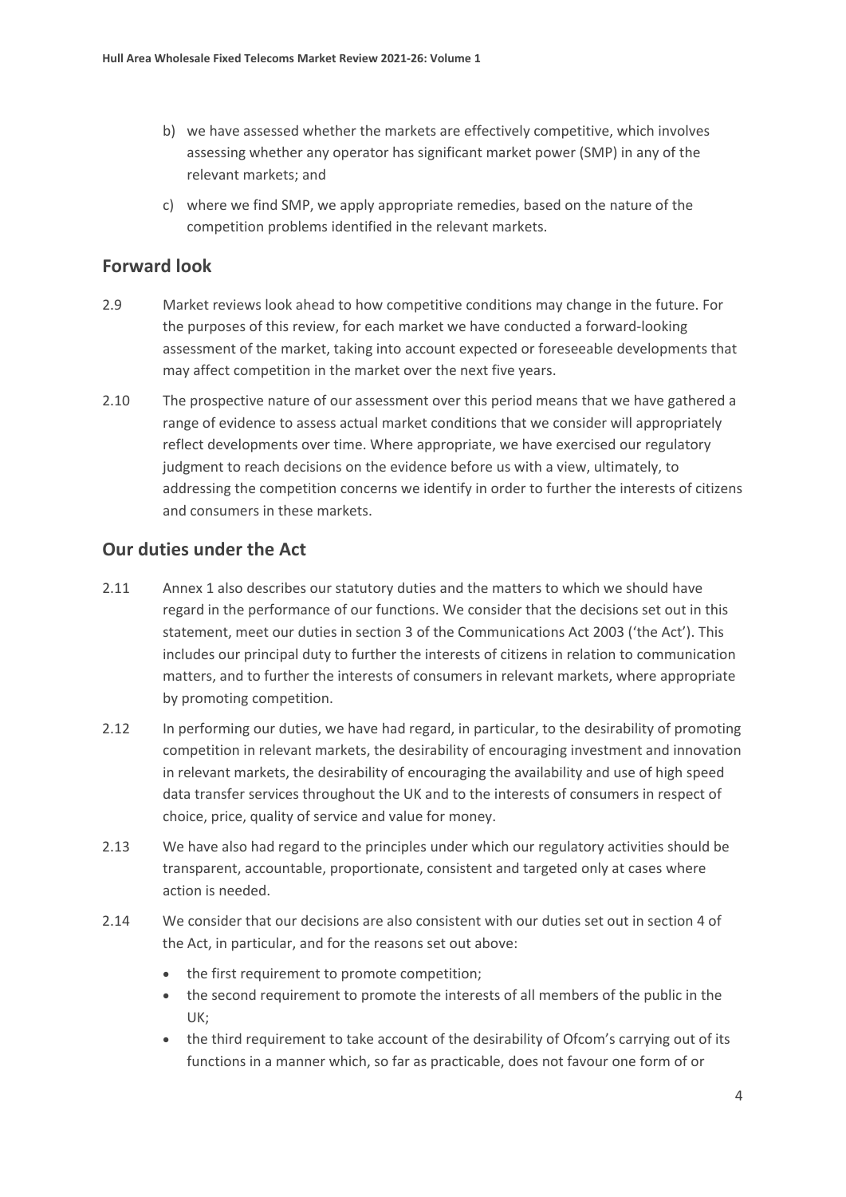b) we have assessed whether the markets are effectively competitive, which involves assessing whether any operator has significant market power (SMP) in any of the relevant markets; and

c) where we find SMP, we apply appropriate remedies, based on the nature of the competition problems identified in the relevant markets.

## Forward look

2.9 Market reviews look ahead to how competitive conditions may change in the future. For the purposes of this review, for each market we have conducted a forward-looking assessment of the market, taking into account expected or foreseeable developments that may affect competition in the market over the next five years.

2.10 The prospective nature of our assessment over this period means that we have gathered a range of evidence to assess actual market conditions that we consider will appropriately reflect developments over time. Where appropriate, we have exercised our regulatory judgment to reach decisions on the evidence before us with a view, ultimately, to addressing the competition concerns we identify in order to further the interests of citizens and consumers in these markets.

## Our duties under the Act

2.11 Annex 1 also describes our statutory duties and the matters to which we should have regard in the performance of our functions. We consider that the decisions set out in this statement, meet our duties in section 3 of the Communications Act 2003 ('the Act'). This includes our principal duty to further the interests of citizens in relation to communication matters, and to further the interests of consumers in relevant markets, where appropriate by promoting competition.

2.12 In performing our duties, we have had regard, in particular, to the desirability of promoting competition in relevant markets, the desirability of encouraging investment and innovation in relevant markets, the desirability of encouraging the availability and use of high speed data transfer services throughout the UK and to the interests of consumers in respect of choice, price, quality of service and value for money.

2.13 We have also had regard to the principles under which our regulatory activities should be transparent, accountable, proportionate, consistent and targeted only at cases where action is needed.

2.14 We consider that our decisions are also consistent with our duties set out in section 4 of the Act, in particular, and for the reasons set out above:

- the first requirement to promote competition;
- the second requirement to promote the interests of all members of the public in the UK;
- the third requirement to take account of the desirability of Ofcom's carrying out of its functions in a manner which, so far as practicable, does not favour one form of or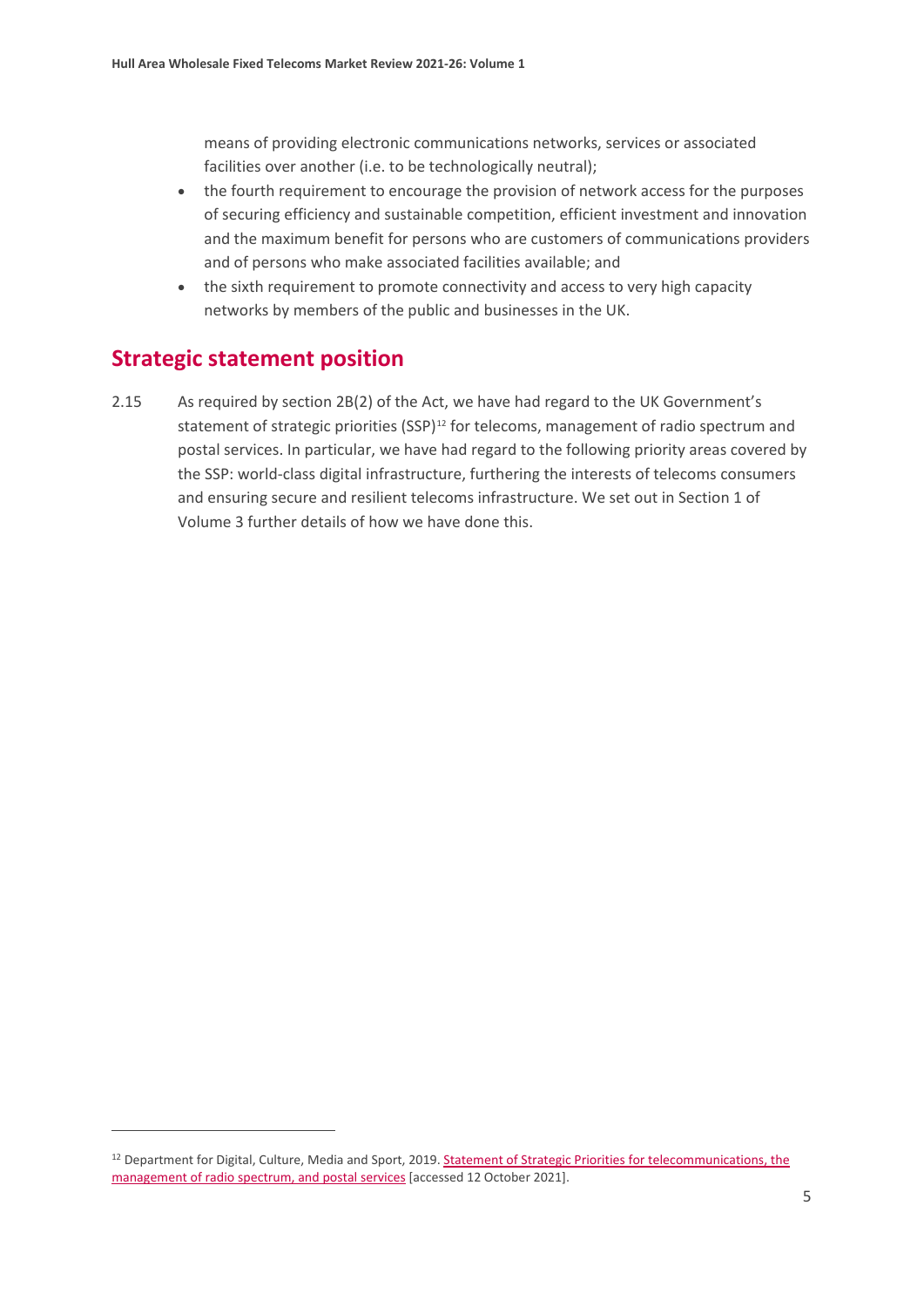means of providing electronic communications networks, services or associated facilities over another (i.e. to be technologically neutral);

- the fourth requirement to encourage the provision of network access for the purposes of securing efficiency and sustainable competition, efficient investment and innovation and the maximum benefit for persons who are customers of communications providers and of persons who make associated facilities available; and
- the sixth requirement to promote connectivity and access to very high capacity networks by members of the public and businesses in the UK.

## Strategic statement position

2.15 As required by section 2B(2) of the Act, we have had regard to the UK Government's statement of strategic priorities (SSP)[12] for telecoms, management of radio spectrum and postal services. In particular, we have had regard to the following priority areas covered by the SSP: world-class digital infrastructure, furthering the interests of telecoms consumers and ensuring secure and resilient telecoms infrastructure. We set out in Section 1 of Volume 3 further details of how we have done this.

[12] Department for Digital, Culture, Media and Sport, 2019. Statement of Strategic Priorities for telecommunications, the management of radio spectrum, and postal services [accessed 12 October 2021].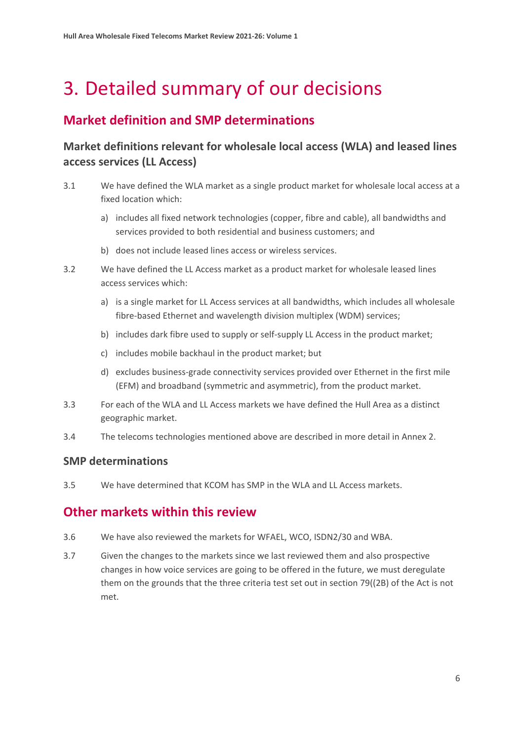# 3. Detailed summary of our decisions

## Market definition and SMP determinations

### Market definitions relevant for wholesale local access (WLA) and leased lines access services (LL Access)

3.1 We have defined the WLA market as a single product market for wholesale local access at a fixed location which:

a) includes all fixed network technologies (copper, fibre and cable), all bandwidths and services provided to both residential and business customers; and

b) does not include leased lines access or wireless services.

3.2 We have defined the LL Access market as a product market for wholesale leased lines access services which:

a) is a single market for LL Access services at all bandwidths, which includes all wholesale fibre-based Ethernet and wavelength division multiplex (WDM) services;

b) includes dark fibre used to supply or self-supply LL Access in the product market;

c) includes mobile backhaul in the product market; but

d) excludes business-grade connectivity services provided over Ethernet in the first mile (EFM) and broadband (symmetric and asymmetric), from the product market.

3.3 For each of the WLA and LL Access markets we have defined the Hull Area as a distinct geographic market.

3.4 The telecoms technologies mentioned above are described in more detail in Annex 2.

### SMP determinations

3.5 We have determined that KCOM has SMP in the WLA and LL Access markets.

## Other markets within this review

3.6 We have also reviewed the markets for WFAEL, WCO, ISDN2/30 and WBA.

3.7 Given the changes to the markets since we last reviewed them and also prospective changes in how voice services are going to be offered in the future, we must deregulate them on the grounds that the three criteria test set out in section 79((2B) of the Act is not met.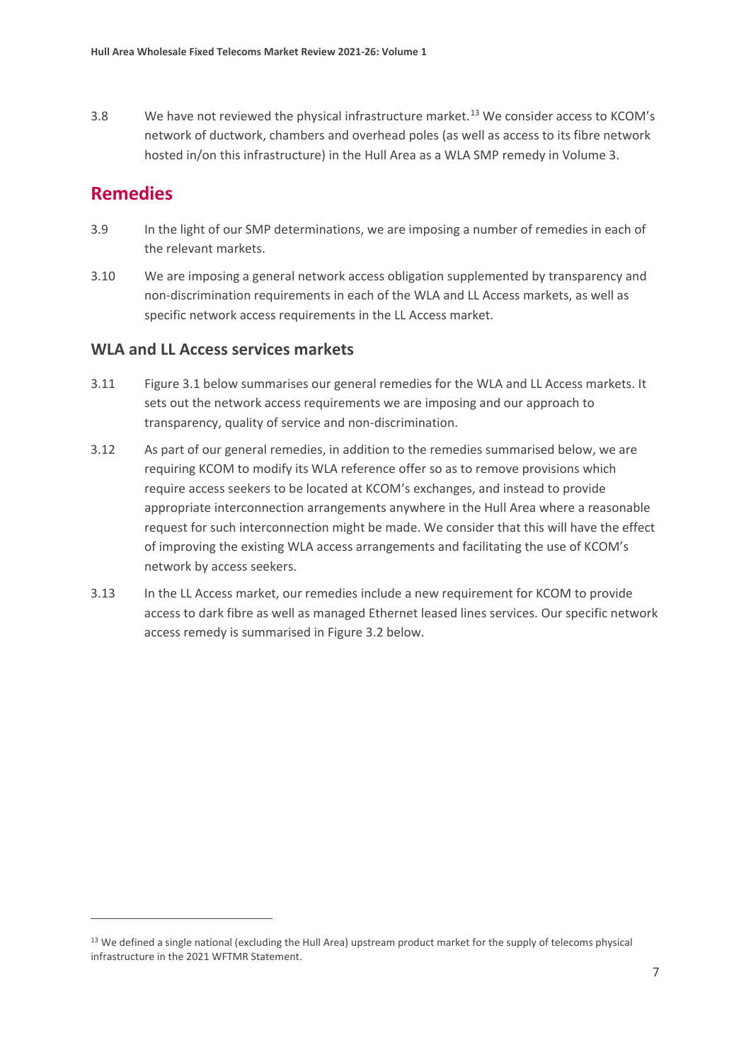3.8 We have not reviewed the physical infrastructure market.[13] We consider access to KCOM's network of ductwork, chambers and overhead poles (as well as access to its fibre network hosted in/on this infrastructure) in the Hull Area as a WLA SMP remedy in Volume 3.

## Remedies

3.9 In the light of our SMP determinations, we are imposing a number of remedies in each of the relevant markets.

3.10 We are imposing a general network access obligation supplemented by transparency and non-discrimination requirements in each of the WLA and LL Access markets, as well as specific network access requirements in the LL Access market.

### WLA and LL Access services markets

3.11 Figure 3.1 below summarises our general remedies for the WLA and LL Access markets. It sets out the network access requirements we are imposing and our approach to transparency, quality of service and non-discrimination.

3.12 As part of our general remedies, in addition to the remedies summarised below, we are requiring KCOM to modify its WLA reference offer so as to remove provisions which require access seekers to be located at KCOM's exchanges, and instead to provide appropriate interconnection arrangements anywhere in the Hull Area where a reasonable request for such interconnection might be made. We consider that this will have the effect of improving the existing WLA access arrangements and facilitating the use of KCOM's network by access seekers.

3.13 In the LL Access market, our remedies include a new requirement for KCOM to provide access to dark fibre as well as managed Ethernet leased lines services. Our specific network access remedy is summarised in Figure 3.2 below.

[13] We defined a single national (excluding the Hull Area) upstream product market for the supply of telecoms physical infrastructure in the 2021 WFTMR Statement.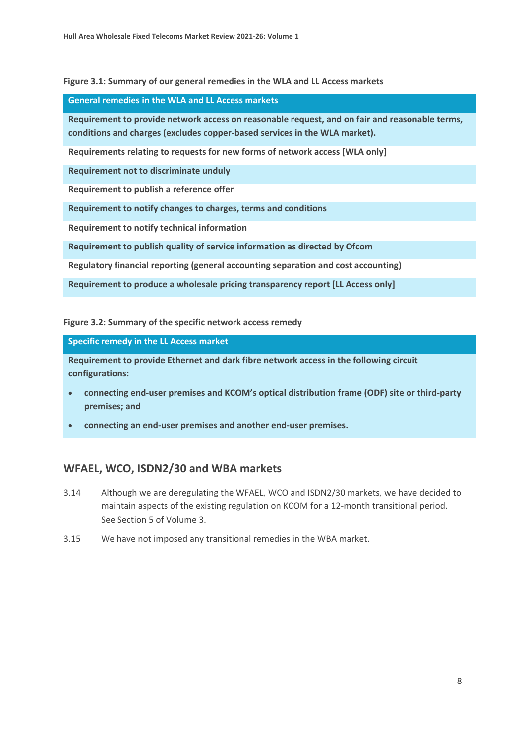**Figure 3.1: Summary of our general remedies in the WLA and LL Access markets**

| General remedies in the WLA and LL Access markets |
| --- |
| Requirement to provide network access on reasonable request, and on fair and reasonable terms, conditions and charges (excludes copper-based services in the WLA market). |
| Requirements relating to requests for new forms of network access [WLA only] |
| Requirement not to discriminate unduly |
| Requirement to publish a reference offer |
| Requirement to notify changes to charges, terms and conditions |
| Requirement to notify technical information |
| Requirement to publish quality of service information as directed by Ofcom |
| Regulatory financial reporting (general accounting separation and cost accounting) |
| Requirement to produce a wholesale pricing transparency report [LL Access only] |

**Figure 3.2: Summary of the specific network access remedy**

| Specific remedy in the LL Access market |
| --- |
| Requirement to provide Ethernet and dark fibre network access in the following circuit configurations:<br>• connecting end-user premises and KCOM's optical distribution frame (ODF) site or third-party premises; and<br>• connecting an end-user premises and another end-user premises. |

## WFAEL, WCO, ISDN2/30 and WBA markets

3.14 Although we are deregulating the WFAEL, WCO and ISDN2/30 markets, we have decided to maintain aspects of the existing regulation on KCOM for a 12-month transitional period. See Section 5 of Volume 3.

3.15 We have not imposed any transitional remedies in the WBA market.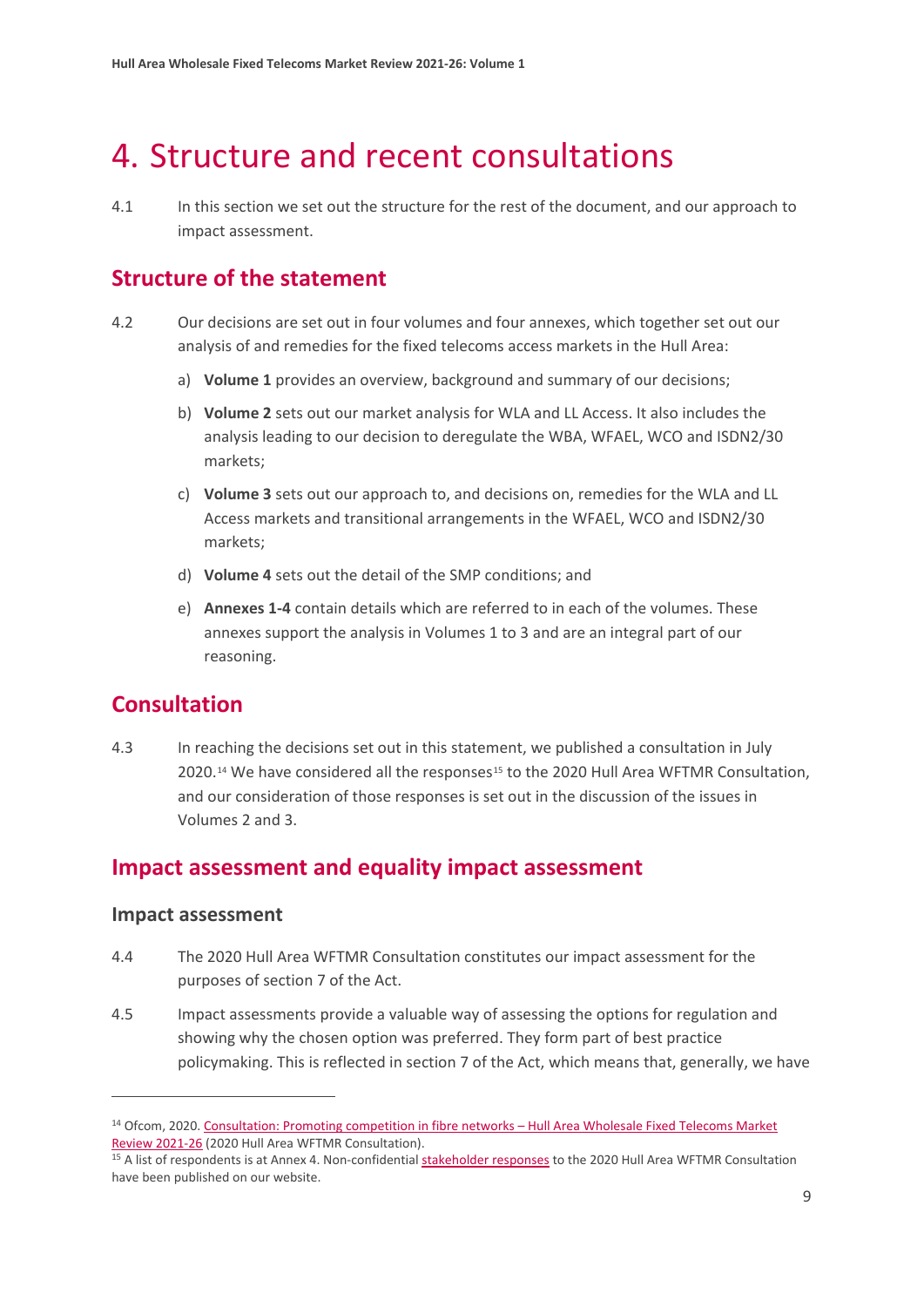# 4. Structure and recent consultations

4.1 In this section we set out the structure for the rest of the document, and our approach to impact assessment.

## Structure of the statement

4.2 Our decisions are set out in four volumes and four annexes, which together set out our analysis of and remedies for the fixed telecoms access markets in the Hull Area:

a) **Volume 1** provides an overview, background and summary of our decisions;

b) **Volume 2** sets out our market analysis for WLA and LL Access. It also includes the analysis leading to our decision to deregulate the WBA, WFAEL, WCO and ISDN2/30 markets;

c) **Volume 3** sets out our approach to, and decisions on, remedies for the WLA and LL Access markets and transitional arrangements in the WFAEL, WCO and ISDN2/30 markets;

d) **Volume 4** sets out the detail of the SMP conditions; and

e) **Annexes 1-4** contain details which are referred to in each of the volumes. These annexes support the analysis in Volumes 1 to 3 and are an integral part of our reasoning.

## Consultation

4.3 In reaching the decisions set out in this statement, we published a consultation in July 2020.[14] We have considered all the responses[15] to the 2020 Hull Area WFTMR Consultation, and our consideration of those responses is set out in the discussion of the issues in Volumes 2 and 3.

## Impact assessment and equality impact assessment

### Impact assessment

4.4 The 2020 Hull Area WFTMR Consultation constitutes our impact assessment for the purposes of section 7 of the Act.

4.5 Impact assessments provide a valuable way of assessing the options for regulation and showing why the chosen option was preferred. They form part of best practice policymaking. This is reflected in section 7 of the Act, which means that, generally, we have

---

[14] Ofcom, 2020. Consultation: Promoting competition in fibre networks – Hull Area Wholesale Fixed Telecoms Market Review 2021-26 (2020 Hull Area WFTMR Consultation).

[15] A list of respondents is at Annex 4. Non-confidential stakeholder responses to the 2020 Hull Area WFTMR Consultation have been published on our website.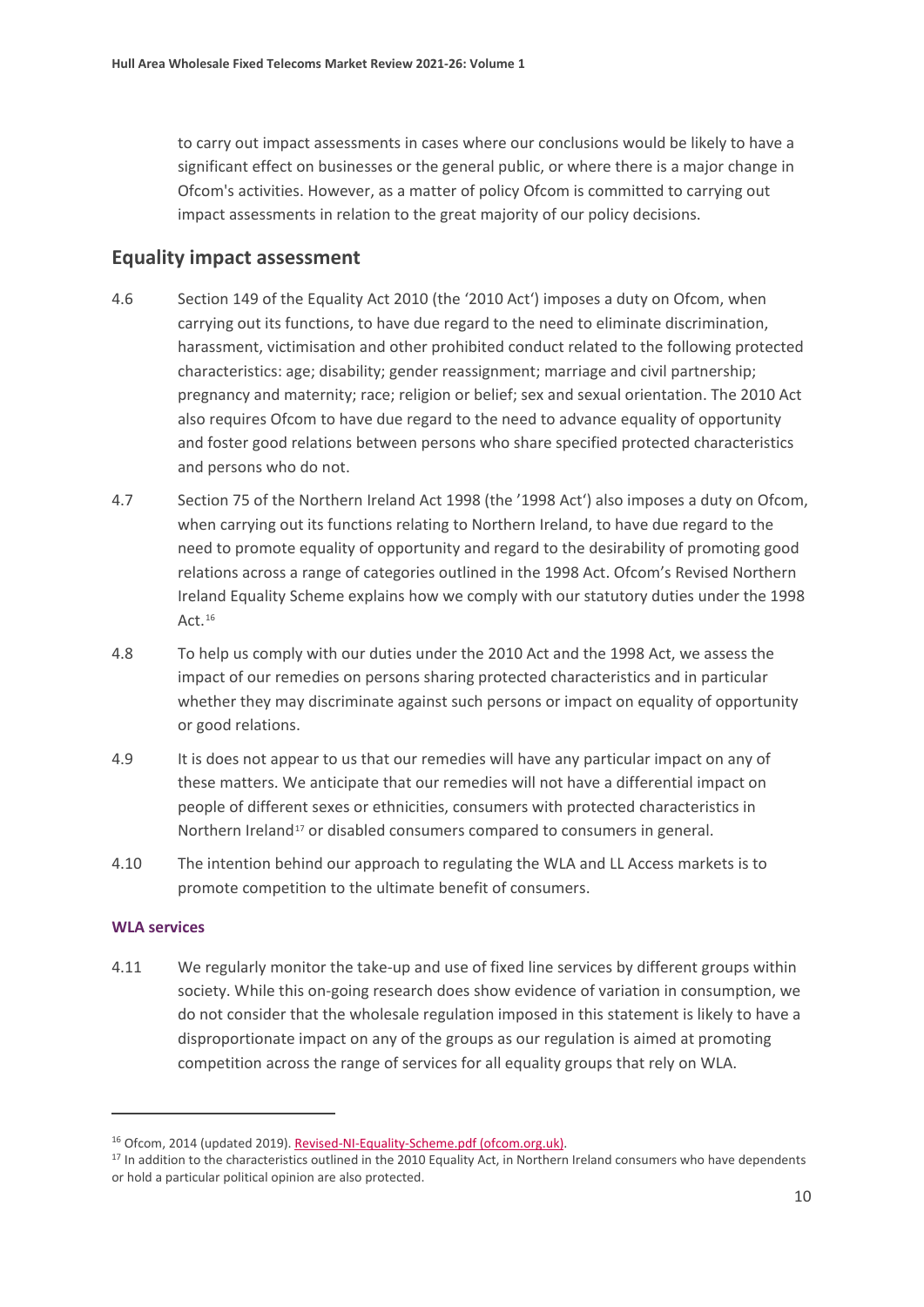to carry out impact assessments in cases where our conclusions would be likely to have a significant effect on businesses or the general public, or where there is a major change in Ofcom's activities. However, as a matter of policy Ofcom is committed to carrying out impact assessments in relation to the great majority of our policy decisions.

## Equality impact assessment

4.6 Section 149 of the Equality Act 2010 (the '2010 Act') imposes a duty on Ofcom, when carrying out its functions, to have due regard to the need to eliminate discrimination, harassment, victimisation and other prohibited conduct related to the following protected characteristics: age; disability; gender reassignment; marriage and civil partnership; pregnancy and maternity; race; religion or belief; sex and sexual orientation. The 2010 Act also requires Ofcom to have due regard to the need to advance equality of opportunity and foster good relations between persons who share specified protected characteristics and persons who do not.

4.7 Section 75 of the Northern Ireland Act 1998 (the '1998 Act') also imposes a duty on Ofcom, when carrying out its functions relating to Northern Ireland, to have due regard to the need to promote equality of opportunity and regard to the desirability of promoting good relations across a range of categories outlined in the 1998 Act. Ofcom's Revised Northern Ireland Equality Scheme explains how we comply with our statutory duties under the 1998 Act.[16]

4.8 To help us comply with our duties under the 2010 Act and the 1998 Act, we assess the impact of our remedies on persons sharing protected characteristics and in particular whether they may discriminate against such persons or impact on equality of opportunity or good relations.

4.9 It is does not appear to us that our remedies will have any particular impact on any of these matters. We anticipate that our remedies will not have a differential impact on people of different sexes or ethnicities, consumers with protected characteristics in Northern Ireland[17] or disabled consumers compared to consumers in general.

4.10 The intention behind our approach to regulating the WLA and LL Access markets is to promote competition to the ultimate benefit of consumers.

#### WLA services

4.11 We regularly monitor the take-up and use of fixed line services by different groups within society. While this on-going research does show evidence of variation in consumption, we do not consider that the wholesale regulation imposed in this statement is likely to have a disproportionate impact on any of the groups as our regulation is aimed at promoting competition across the range of services for all equality groups that rely on WLA.

---

[16] Ofcom, 2014 (updated 2019). Revised-NI-Equality-Scheme.pdf (ofcom.org.uk).

[17] In addition to the characteristics outlined in the 2010 Equality Act, in Northern Ireland consumers who have dependents or hold a particular political opinion are also protected.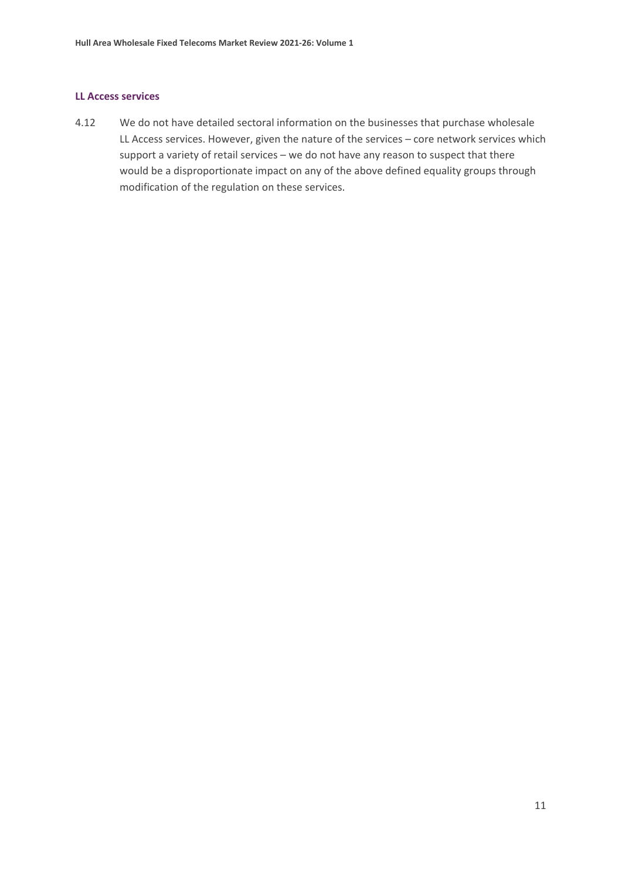### LL Access services

4.12 We do not have detailed sectoral information on the businesses that purchase wholesale LL Access services. However, given the nature of the services – core network services which support a variety of retail services – we do not have any reason to suspect that there would be a disproportionate impact on any of the above defined equality groups through modification of the regulation on these services.